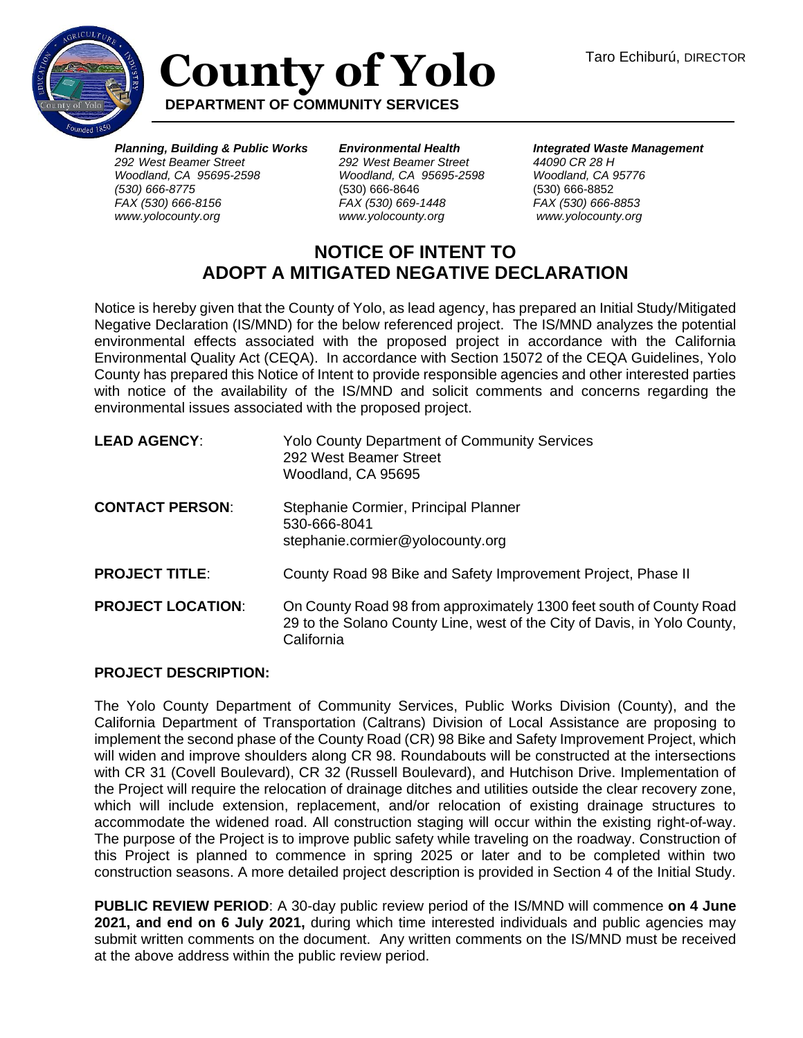# County of Yolo

**DEPARTMENT OF COMMUNITY SERVICES**

Taro Echiburú, DIRECTOR

***Planning, Building & Public Works***
*292 West Beamer Street*
*Woodland, CA 95695-2598*
*(530) 666-8775*
*FAX (530) 666-8156*
*www.yolocounty.org*

***Environmental Health***
*292 West Beamer Street*
*Woodland, CA 95695-2598*
(530) 666-8646
*FAX (530) 669-1448*
*www.yolocounty.org*

***Integrated Waste Management***
*44090 CR 28 H*
*Woodland, CA 95776*
(530) 666-8852
*FAX (530) 666-8853*
*www.yolocounty.org*

## NOTICE OF INTENT TO ADOPT A MITIGATED NEGATIVE DECLARATION

Notice is hereby given that the County of Yolo, as lead agency, has prepared an Initial Study/Mitigated Negative Declaration (IS/MND) for the below referenced project. The IS/MND analyzes the potential environmental effects associated with the proposed project in accordance with the California Environmental Quality Act (CEQA). In accordance with Section 15072 of the CEQA Guidelines, Yolo County has prepared this Notice of Intent to provide responsible agencies and other interested parties with notice of the availability of the IS/MND and solicit comments and concerns regarding the environmental issues associated with the proposed project.

**LEAD AGENCY**: Yolo County Department of Community Services
292 West Beamer Street
Woodland, CA 95695

**CONTACT PERSON**: Stephanie Cormier, Principal Planner
530-666-8041
stephanie.cormier@yolocounty.org

**PROJECT TITLE**: County Road 98 Bike and Safety Improvement Project, Phase II

**PROJECT LOCATION**: On County Road 98 from approximately 1300 feet south of County Road 29 to the Solano County Line, west of the City of Davis, in Yolo County, California

**PROJECT DESCRIPTION:**

The Yolo County Department of Community Services, Public Works Division (County), and the California Department of Transportation (Caltrans) Division of Local Assistance are proposing to implement the second phase of the County Road (CR) 98 Bike and Safety Improvement Project, which will widen and improve shoulders along CR 98. Roundabouts will be constructed at the intersections with CR 31 (Covell Boulevard), CR 32 (Russell Boulevard), and Hutchison Drive. Implementation of the Project will require the relocation of drainage ditches and utilities outside the clear recovery zone, which will include extension, replacement, and/or relocation of existing drainage structures to accommodate the widened road. All construction staging will occur within the existing right-of-way. The purpose of the Project is to improve public safety while traveling on the roadway. Construction of this Project is planned to commence in spring 2025 or later and to be completed within two construction seasons. A more detailed project description is provided in Section 4 of the Initial Study.

**PUBLIC REVIEW PERIOD**: A 30-day public review period of the IS/MND will commence **on 4 June 2021, and end on 6 July 2021,** during which time interested individuals and public agencies may submit written comments on the document. Any written comments on the IS/MND must be received at the above address within the public review period.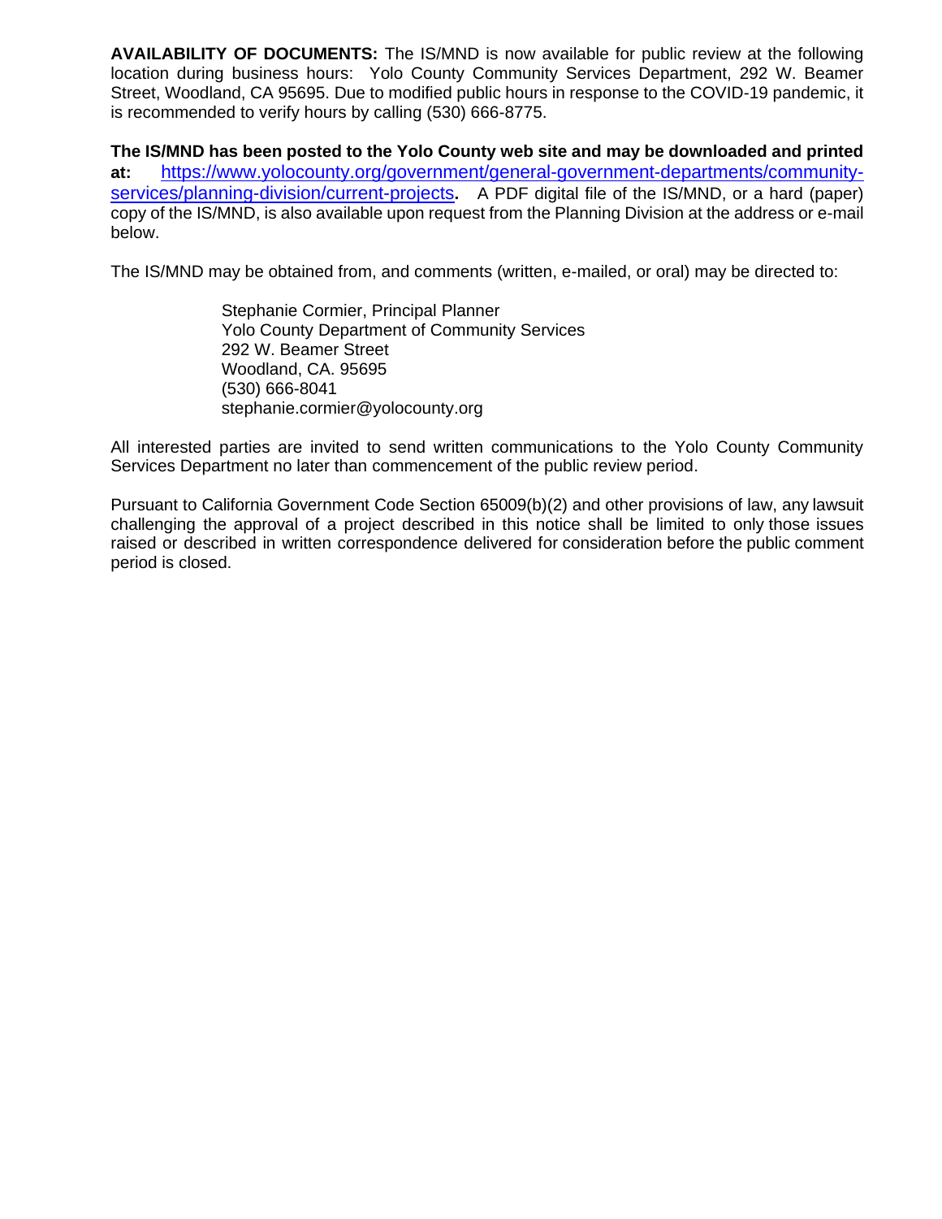**AVAILABILITY OF DOCUMENTS:** The IS/MND is now available for public review at the following location during business hours: Yolo County Community Services Department, 292 W. Beamer Street, Woodland, CA 95695. Due to modified public hours in response to the COVID-19 pandemic, it is recommended to verify hours by calling (530) 666-8775.

**The IS/MND has been posted to the Yolo County web site and may be downloaded and printed at:** https://www.yolocounty.org/government/general-government-departments/community-services/planning-division/current-projects**.** A PDF digital file of the IS/MND, or a hard (paper) copy of the IS/MND, is also available upon request from the Planning Division at the address or e-mail below.

The IS/MND may be obtained from, and comments (written, e-mailed, or oral) may be directed to:

Stephanie Cormier, Principal Planner
Yolo County Department of Community Services
292 W. Beamer Street
Woodland, CA. 95695
(530) 666-8041
stephanie.cormier@yolocounty.org

All interested parties are invited to send written communications to the Yolo County Community Services Department no later than commencement of the public review period.

Pursuant to California Government Code Section 65009(b)(2) and other provisions of law, any lawsuit challenging the approval of a project described in this notice shall be limited to only those issues raised or described in written correspondence delivered for consideration before the public comment period is closed.